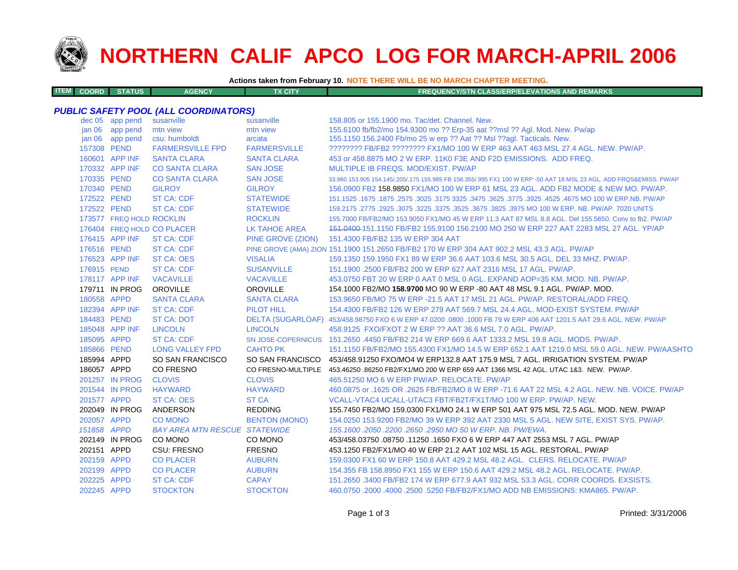# NORTHERN CALIF APCO LOG FOR MARCH-APRIL 2006

**Actions taken from February 10. NOTE THERE WILL BE NO MARCH CHAPTER MEETING.**

| ITEM | COORD | STATUS | AGENCY | TX CITY | FREQUENCY/STN CLASS/ERP/ELEVATIONS AND REMARKS |
|---|---|---|---|---|---|

### *PUBLIC SAFETY POOL (ALL COORDINATORS)*

| ITEM | COORD | STATUS | AGENCY | TX CITY | FREQUENCY/STN CLASS/ERP/ELEVATIONS AND REMARKS |
|---|---|---|---|---|---|
| | dec 05 | app pend | susanville | susanville | 158.805 or 155.1900 mo. Tac/det. Channel. New. |
| | jan 06 | app pend | mtn view | mtn view | 155.6100 fb/fb2/mo 154.9300 mo ?? Erp-35 aat ??msl ?? Agl. Mod. New. Pw/ap |
| | jan 06 | app pend | csu: humboldt | arcata | 155.1150 156.2400 Fb/mo 25 w erp ?? Aat ?? Msl ??agl. Tacticals. New. |
| | 157308 | PEND | FARMERSVILLE FPD | FARMERSVILLE | ???????? FB/FB2 ???????? FX1/MO 100 W ERP 463 AAT 463 MSL 27.4 AGL. NEW. PW/AP. |
| | 160601 | APP INF | SANTA CLARA | SANTA CLARA | 453 or 458.8875 MO 2 W ERP. 11K0 F3E AND F2D EMISSIONS. ADD FREQ. |
| | 170332 | APP INF | CO SANTA CLARA | SAN JOSE | MULTIPLE IB FREQS. MOD/EXIST. PW/AP |
| | 170335 | PEND | CO SANTA CLARA | SAN JOSE | 33.960 153.905 154.145/.205/.175 155.985 FB 158.355/.995 FX1 100 W ERP -50 AAT 18 MSL 23 AGL. ADD FRQS&EMISS. PW/AP |
| | 170340 | PEND | GILROY | GILROY | 156.0900 FB2 158.9850 FX1/MO 100 W ERP 61 MSL 23 AGL. ADD FB2 MODE & NEW MO. PW/AP. |
| | 172522 | PEND | ST CA: CDF | STATEWIDE | 151.1525 .1675 .1875 .2575 .3025 .3175 3325 .3475 .3625 .3775 .3925 .4525 .4675 MO 100 W ERP.NB. PW/AP |
| | 172522 | PEND | ST CA: CDF | STATEWIDE | 159.2175 .2775 .2925 .3075 .3225 .3375 .3525 .3675 .3825 .3975 MO 100 W ERP. NB. PW/AP. 7020 UNITS |
| | 173577 | FREQ HOLD | ROCKLIN | ROCKLIN | 155.7000 FB/FB2/MO 153.9050 FX1/MO 45 W ERP 11.3 AAT 87 MSL 8.8 AGL. Del 155.5650. Conv to fb2. PW/AP |
| | 176404 | FREQ HOLD | CO PLACER | LK TAHOE AREA | ~~151.0400~~ 151.1150 FB/FB2 155.9100 156.2100 MO 250 W ERP 227 AAT 2283 MSL 27 AGL. YP/AP |
| | 176415 | APP INF | ST CA: CDF | PINE GROVE (ZION) | 151.4300 FB/FB2 135 W ERP 304 AAT |
| | 176516 | PEND | ST CA: CDF | PINE GROVE (AMA) ZION | 151.1900 151.2650 FB/FB2 170 W ERP 304 AAT 902.2 MSL 43.3 AGL. PW/AP |
| | 176523 | APP INF | ST CA: OES | VISALIA | 159.1350 159.1950 FX1 89 W ERP 36.6 AAT 103.6 MSL 30.5 AGL. DEL 33 MHZ. PW/AP. |
| | 176915 | PEND | ST CA: CDF | SUSANVILLE | 151.1900 .2500 FB/FB2 200 W ERP 627 AAT 2316 MSL 17 AGL. PW/AP. |
| | 178117 | APP INF | VACAVILLE | VACAVILLE | 453.0750 FBT 20 W ERP 0 AAT 0 MSL 0 AGL. EXPAND AOP=35 KM. MOD. NB. PW/AP. |
| | 179711 | IN PROG | OROVILLE | OROVILLE | 154.1000 FB2/MO **158.9700** MO 90 W ERP -80 AAT 48 MSL 9.1 AGL. PW/AP. MOD. |
| | 180558 | APPD | SANTA CLARA | SANTA CLARA | 153.9650 FB/MO 75 W ERP -21.5 AAT 17 MSL 21 AGL. PW/AP. RESTORAL/ADD FREQ. |
| | 182394 | APP INF | ST CA: CDF | PILOT HILL | 154.4300 FB/FB2 126 W ERP 279 AAT 569.7 MSL 24.4 AGL. MOD-EXIST SYSTEM. PW/AP |
| | 184483 | PEND | ST CA: DOT | DELTA (SUGARLOAF) | 453/458.98750 FXO 6 W ERP 47.0200 .0800 .1000 FB 79 W ERP 406 AAT 1201.5 AAT 29.6 AGL. NEW. PW/AP |
| | 185048 | APP INF | LINCOLN | LINCOLN | 458.9125 FXO/FXOT 2 W ERP ?? AAT 36.6 MSL 7.0 AGL. PW/AP. |
| | 185095 | APPD | ST CA: CDF | SN JOSE-COPERNICUS | 151.2650 .4450 FB/FB2 214 W ERP 669.6 AAT 1333.2 MSL 19.8 AGL. MODS. PW/AP. |
| | 185866 | PEND | LONG VALLEY FPD | CAHTO PK | 151.1150 FB/FB2/MO 155.4300 FX1/MO 14.5 W ERP 652.1 AAT 1219.0 MSL 59.0 AGL. NEW. PW/AASHTO |
| | 185994 | APPD | SO SAN FRANCISCO | SO SAN FRANCISCO | 453/458.91250 FXO/MO4 W ERP132.8 AAT 175.9 MSL 7 AGL. IRRIGATION SYSTEM. PW/AP |
| | 186057 | APPD | CO FRESNO | CO FRESNO-MULTIPLE | 453.46250 .86250 FB2/FX1/MO 200 W ERP 659 AAT 1366 MSL 42 AGL. UTAC 1&3. NEW. PW/AP. |
| | 201257 | IN PROG | CLOVIS | CLOVIS | 465.51250 MO 6 W ERP PW/AP. RELOCATE. PW/AP |
| | 201544 | IN PROG | HAYWARD | HAYWARD | 460.0875 or .1625 OR .2625 FB/FB2/MO 8 W ERP -71.6 AAT 22 MSL 4.2 AGL. NEW. NB. VOICE. PW/AP |
| | 201577 | APPD | ST CA: OES | ST CA | VCALL-VTAC4 UCALL-UTAC3 FBT/FB2T/FX1T/MO 100 W ERP. PW/AP. NEW. |
| | 202049 | IN PROG | ANDERSON | REDDING | 155.7450 FB2/MO 159.0300 FX1/MO 24.1 W ERP 501 AAT 975 MSL 72.5 AGL. MOD. NEW. PW/AP |
| | 202057 | APPD | CO MONO | BENTON (MONO) | 154.0250 153.9200 FB2/MO 39 W ERP 392 AAT 2330 MSL 5 AGL. NEW SITE, EXIST SYS. PW/AP. |
| | *151858* | *APPD* | *BAY AREA MTN RESCUE* | *STATEWIDE* | *155.1600 .2050 .2200 .2650 .2950 MO 50 W ERP. NB. PW/EWA.* |
| | 202149 | IN PROG | CO MONO | CO MONO | 453/458.03750 .08750 .11250 .1650 FXO 6 W ERP 447 AAT 2553 MSL 7 AGL. PW/AP |
| | 202151 | APPD | CSU: FRESNO | FRESNO | 453.1250 FB2/FX1/MO 40 W ERP 21.2 AAT 102 MSL 15 AGL. RESTORAL. PW/AP |
| | 202159 | APPD | CO PLACER | AUBURN | 159.0300 FX1 60 W ERP 150.8 AAT 429.2 MSL 48.2 AGL. CLERS. RELOCATE. PW/AP |
| | 202199 | APPD | CO PLACER | AUBURN | 154.355 FB 158.8950 FX1 155 W ERP 150.6 AAT 429.2 MSL 48.2 AGL. RELOCATE. PW/AP. |
| | 202225 | APPD | ST CA: CDF | CAPAY | 151.2650 .3400 FB/FB2 174 W ERP 677.9 AAT 932 MSL 53.3 AGL. CORR COORDS. EXSISTS. |
| | 202245 | APPD | STOCKTON | STOCKTON | 460.0750 .2000 .4000 .2500 .5250 FB/FB2/FX1/MO ADD NB EMISSIONS: KMA865. PW/AP. |

Printed: 3/31/2006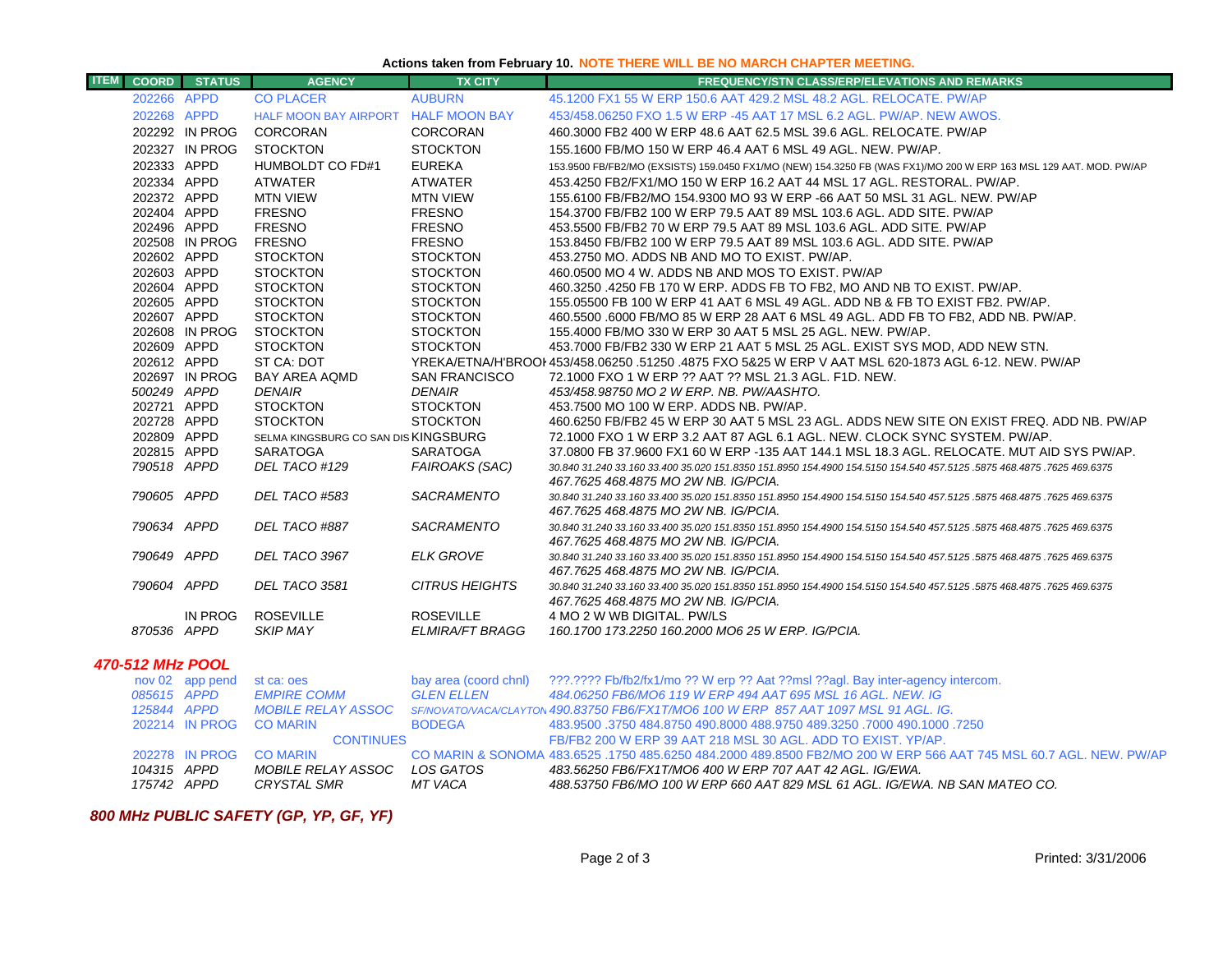**Actions taken from February 10. NOTE THERE WILL BE NO MARCH CHAPTER MEETING.**

| ITEM | COORD | STATUS | AGENCY | TX CITY | FREQUENCY/STN CLASS/ERP/ELEVATIONS AND REMARKS |
|---|---|---|---|---|---|
| | 202266 | APPD | CO PLACER | AUBURN | 45.1200 FX1 55 W ERP 150.6 AAT 429.2 MSL 48.2 AGL. RELOCATE. PW/AP |
| | 202268 | APPD | HALF MOON BAY AIRPORT | HALF MOON BAY | 453/458.06250 FXO 1.5 W ERP -45 AAT 17 MSL 6.2 AGL. PW/AP. NEW AWOS. |
| | 202292 | IN PROG | CORCORAN | CORCORAN | 460.3000 FB2 400 W ERP 48.6 AAT 62.5 MSL 39.6 AGL. RELOCATE. PW/AP |
| | 202327 | IN PROG | STOCKTON | STOCKTON | 155.1600 FB/MO 150 W ERP 46.4 AAT 6 MSL 49 AGL. NEW. PW/AP. |
| | 202333 | APPD | HUMBOLDT CO FD#1 | EUREKA | 153.9500 FB/FB2/MO (EXSISTS) 159.0450 FX1/MO (NEW) 154.3250 FB (WAS FX1)/MO 200 W ERP 163 MSL 129 AAT. MOD. PW/AP |
| | 202334 | APPD | ATWATER | ATWATER | 453.4250 FB2/FX1/MO 150 W ERP 16.2 AAT 44 MSL 17 AGL. RESTORAL. PW/AP. |
| | 202372 | APPD | MTN VIEW | MTN VIEW | 155.6100 FB/FB2/MO 154.9300 MO 93 W ERP -66 AAT 50 MSL 31 AGL. NEW. PW/AP |
| | 202404 | APPD | FRESNO | FRESNO | 154.3700 FB/FB2 100 W ERP 79.5 AAT 89 MSL 103.6 AGL. ADD SITE. PW/AP |
| | 202496 | APPD | FRESNO | FRESNO | 453.5500 FB/FB2 70 W ERP 79.5 AAT 89 MSL 103.6 AGL. ADD SITE. PW/AP |
| | 202508 | IN PROG | FRESNO | FRESNO | 153.8450 FB/FB2 100 W ERP 79.5 AAT 89 MSL 103.6 AGL. ADD SITE. PW/AP |
| | 202602 | APPD | STOCKTON | STOCKTON | 453.2750 MO. ADDS NB AND MO TO EXIST. PW/AP. |
| | 202603 | APPD | STOCKTON | STOCKTON | 460.0500 MO 4 W. ADDS NB AND MOS TO EXIST. PW/AP |
| | 202604 | APPD | STOCKTON | STOCKTON | 460.3250 .4250 FB 170 W ERP. ADDS FB TO FB2, MO AND NB TO EXIST. PW/AP. |
| | 202605 | APPD | STOCKTON | STOCKTON | 155.05500 FB 100 W ERP 41 AAT 6 MSL 49 AGL. ADD NB & FB TO EXIST FB2. PW/AP. |
| | 202607 | APPD | STOCKTON | STOCKTON | 460.5500 .6000 FB/MO 85 W ERP 28 AAT 6 MSL 49 AGL. ADD FB TO FB2, ADD NB. PW/AP. |
| | 202608 | IN PROG | STOCKTON | STOCKTON | 155.4000 FB/MO 330 W ERP 30 AAT 5 MSL 25 AGL. NEW. PW/AP. |
| | 202609 | APPD | STOCKTON | STOCKTON | 453.7000 FB/FB2 330 W ERP 21 AAT 5 MSL 25 AGL. EXIST SYS MOD, ADD NEW STN. |
| | 202612 | APPD | ST CA: DOT | YREKA/ETNA/H'BROOK | 453/458.06250 .51250 .4875 FXO 5&25 W ERP V AAT MSL 620-1873 AGL 6-12. NEW. PW/AP |
| | 202697 | IN PROG | BAY AREA AQMD | SAN FRANCISCO | 72.1000 FXO 1 W ERP ?? AAT ?? MSL 21.3 AGL. F1D. NEW. |
| | *500249* | *APPD* | *DENAIR* | *DENAIR* | *453/458.98750 MO 2 W ERP. NB. PW/AASHTO.* |
| | 202721 | APPD | STOCKTON | STOCKTON | 453.7500 MO 100 W ERP. ADDS NB. PW/AP. |
| | 202728 | APPD | STOCKTON | STOCKTON | 460.6250 FB/FB2 45 W ERP 30 AAT 5 MSL 23 AGL. ADDS NEW SITE ON EXIST FREQ. ADD NB. PW/AP |
| | 202809 | APPD | SELMA KINGSBURG CO SAN DIS | KINGSBURG | 72.1000 FXO 1 W ERP 3.2 AAT 87 AGL 6.1 AGL. NEW. CLOCK SYNC SYSTEM. PW/AP. |
| | 202815 | APPD | SARATOGA | SARATOGA | 37.0800 FB 37.9600 FX1 60 W ERP -135 AAT 144.1 MSL 18.3 AGL. RELOCATE. MUT AID SYS PW/AP. |
| | *790518* | *APPD* | *DEL TACO #129* | *FAIROAKS (SAC)* | *30.840 31.240 33.160 33.400 35.020 151.8350 151.8950 154.4900 154.5150 154.540 457.5125 .5875 468.4875 .7625 469.6375 467.7625 468.4875 MO 2W NB. IG/PCIA.* |
| | *790605* | *APPD* | *DEL TACO #583* | *SACRAMENTO* | *30.840 31.240 33.160 33.400 35.020 151.8350 151.8950 154.4900 154.5150 154.540 457.5125 .5875 468.4875 .7625 469.6375 467.7625 468.4875 MO 2W NB. IG/PCIA.* |
| | *790634* | *APPD* | *DEL TACO #887* | *SACRAMENTO* | *30.840 31.240 33.160 33.400 35.020 151.8350 151.8950 154.4900 154.5150 154.540 457.5125 .5875 468.4875 .7625 469.6375 467.7625 468.4875 MO 2W NB. IG/PCIA.* |
| | *790649* | *APPD* | *DEL TACO 3967* | *ELK GROVE* | *30.840 31.240 33.160 33.400 35.020 151.8350 151.8950 154.4900 154.5150 154.540 457.5125 .5875 468.4875 .7625 469.6375 467.7625 468.4875 MO 2W NB. IG/PCIA.* |
| | *790604* | *APPD* | *DEL TACO 3581* | *CITRUS HEIGHTS* | *30.840 31.240 33.160 33.400 35.020 151.8350 151.8950 154.4900 154.5150 154.540 457.5125 .5875 468.4875 .7625 469.6375 467.7625 468.4875 MO 2W NB. IG/PCIA.* |
| | | IN PROG | ROSEVILLE | ROSEVILLE | 4 MO 2 W WB DIGITAL. PW/LS |
| | *870536* | *APPD* | *SKIP MAY* | *ELMIRA/FT BRAGG* | *160.1700 173.2250 160.2000 MO6 25 W ERP. IG/PCIA.* |

## *470-512 MHz POOL*

| ITEM | COORD | STATUS | AGENCY | TX CITY | FREQUENCY/STN CLASS/ERP/ELEVATIONS AND REMARKS |
|---|---|---|---|---|---|
| | nov 02 | app pend | st ca: oes | bay area (coord chnl) | ???.???? Fb/fb2/fx1/mo ?? W erp ?? Aat ??msl ??agl. Bay inter-agency intercom. |
| | *085615* | *APPD* | *EMPIRE COMM* | *GLEN ELLEN* | *484.06250 FB6/MO6 119 W ERP 494 AAT 695 MSL 16 AGL. NEW. IG* |
| | *125844* | *APPD* | *MOBILE RELAY ASSOC* | *SF/NOVATO/VACA/CLAYTON* | *490.83750 FB6/FX1T/MO6 100 W ERP 857 AAT 1097 MSL 91 AGL. IG.* |
| | 202214 | IN PROG | CO MARIN | BODEGA | 483.9500 .3750 484.8750 490.8000 488.9750 489.3250 .7000 490.1000 .7250 |
| | | | CONTINUES | | FB/FB2 200 W ERP 39 AAT 218 MSL 30 AGL. ADD TO EXIST. YP/AP. |
| | 202278 | IN PROG | CO MARIN | CO MARIN & SONOMA | 483.6525 .1750 485.6250 484.2000 489.8500 FB2/MO 200 W ERP 566 AAT 745 MSL 60.7 AGL. NEW. PW/AP |
| | *104315* | *APPD* | *MOBILE RELAY ASSOC* | *LOS GATOS* | *483.56250 FB6/FX1T/MO6 400 W ERP 707 AAT 42 AGL. IG/EWA.* |
| | *175742* | *APPD* | *CRYSTAL SMR* | *MT VACA* | *488.53750 FB6/MO 100 W ERP 660 AAT 829 MSL 61 AGL. IG/EWA. NB SAN MATEO CO.* |

## *800 MHz PUBLIC SAFETY (GP, YP, GF, YF)*

Printed: 3/31/2006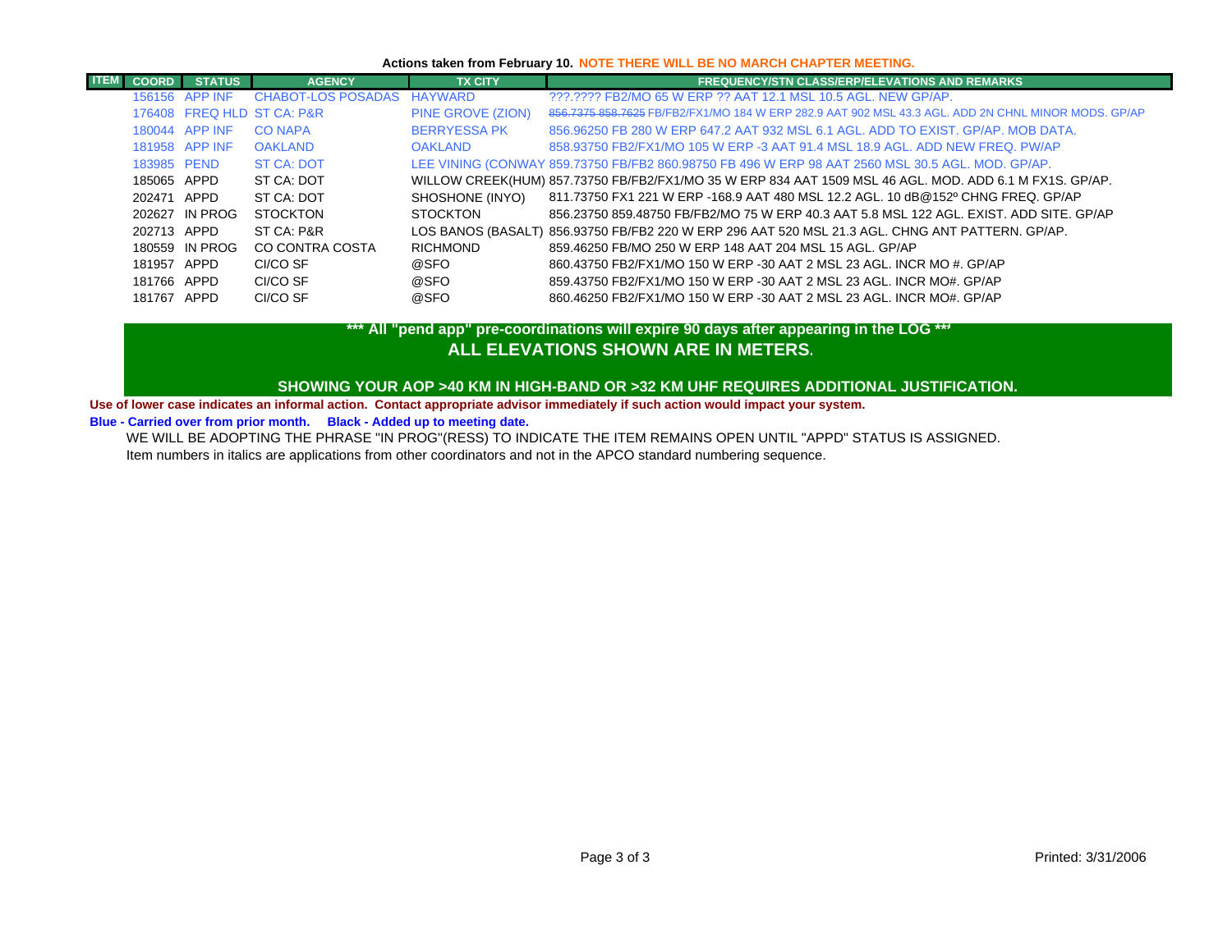**Actions taken from February 10. NOTE THERE WILL BE NO MARCH CHAPTER MEETING.**

| ITEM | COORD | STATUS | AGENCY | TX CITY | FREQUENCY/STN CLASS/ERP/ELEVATIONS AND REMARKS |
|---|---|---|---|---|---|
| | 156156 | APP INF | CHABOT-LOS POSADAS | HAYWARD | ???.???? FB2/MO 65 W ERP ?? AAT 12.1 MSL 10.5 AGL. NEW GP/AP. |
| | 176408 | FREQ HLD | ST CA: P&R | PINE GROVE (ZION) | ~~856.7375 858.7625~~ FB/FB2/FX1/MO 184 W ERP 282.9 AAT 902 MSL 43.3 AGL. ADD 2N CHNL MINOR MODS. GP/AP |
| | 180044 | APP INF | CO NAPA | BERRYESSA PK | 856.96250 FB 280 W ERP 647.2 AAT 932 MSL 6.1 AGL. ADD TO EXIST. GP/AP. MOB DATA. |
| | 181958 | APP INF | OAKLAND | OAKLAND | 858.93750 FB2/FX1/MO 105 W ERP -3 AAT 91.4 MSL 18.9 AGL. ADD NEW FREQ. PW/AP |
| | 183985 | PEND | ST CA: DOT | LEE VINING (CONWAY | 859.73750 FB/FB2 860.98750 FB 496 W ERP 98 AAT 2560 MSL 30.5 AGL. MOD. GP/AP. |
| | 185065 | APPD | ST CA: DOT | WILLOW CREEK(HUM) | 857.73750 FB/FB2/FX1/MO 35 W ERP 834 AAT 1509 MSL 46 AGL. MOD. ADD 6.1 M FX1S. GP/AP. |
| | 202471 | APPD | ST CA: DOT | SHOSHONE (INYO) | 811.73750 FX1 221 W ERP -168.9 AAT 480 MSL 12.2 AGL. 10 dB@152º CHNG FREQ. GP/AP |
| | 202627 | IN PROG | STOCKTON | STOCKTON | 856.23750 859.48750 FB/FB2/MO 75 W ERP 40.3 AAT 5.8 MSL 122 AGL. EXIST. ADD SITE. GP/AP |
| | 202713 | APPD | ST CA: P&R | LOS BANOS (BASALT) | 856.93750 FB/FB2 220 W ERP 296 AAT 520 MSL 21.3 AGL. CHNG ANT PATTERN. GP/AP. |
| | 180559 | IN PROG | CO CONTRA COSTA | RICHMOND | 859.46250 FB/MO 250 W ERP 148 AAT 204 MSL 15 AGL. GP/AP |
| | 181957 | APPD | CI/CO SF | @SFO | 860.43750 FB2/FX1/MO 150 W ERP -30 AAT 2 MSL 23 AGL. INCR MO #. GP/AP |
| | 181766 | APPD | CI/CO SF | @SFO | 859.43750 FB2/FX1/MO 150 W ERP -30 AAT 2 MSL 23 AGL. INCR MO#. GP/AP |
| | 181767 | APPD | CI/CO SF | @SFO | 860.46250 FB2/FX1/MO 150 W ERP -30 AAT 2 MSL 23 AGL. INCR MO#. GP/AP |

**\*\*\* All "pend app" pre-coordinations will expire 90 days after appearing in the LOG \*\*\***

**ALL ELEVATIONS SHOWN ARE IN METERS.**

**SHOWING YOUR AOP >40 KM IN HIGH-BAND OR >32 KM UHF REQUIRES ADDITIONAL JUSTIFICATION.**

**Use of lower case indicates an informal action. Contact appropriate advisor immediately if such action would impact your system.**

**Blue - Carried over from prior month. Black - Added up to meeting date.**

WE WILL BE ADOPTING THE PHRASE "IN PROG"(RESS) TO INDICATE THE ITEM REMAINS OPEN UNTIL "APPD" STATUS IS ASSIGNED.

Item numbers in italics are applications from other coordinators and not in the APCO standard numbering sequence.

Printed: 3/31/2006